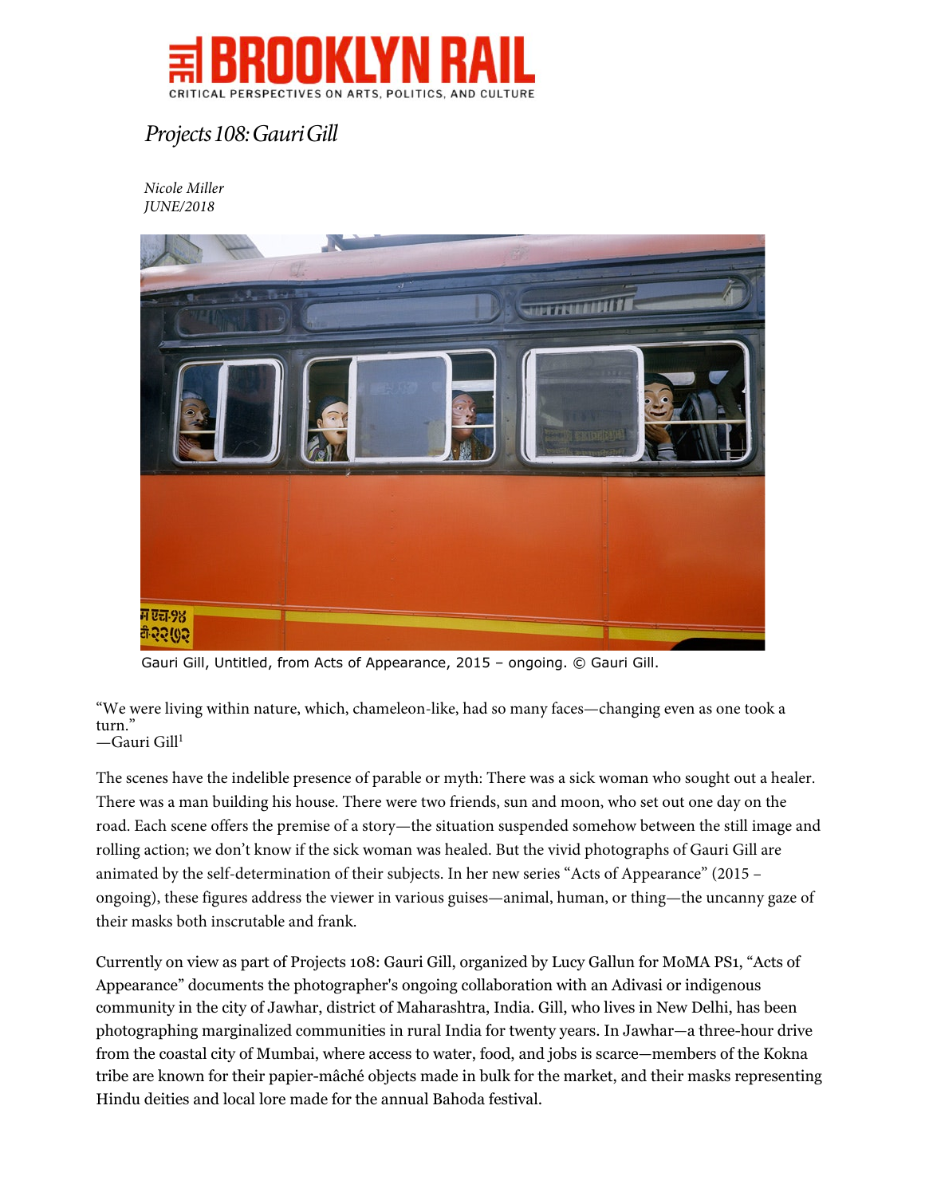# THE BROOKLYN RAIL

CRITICAL PERSPECTIVES ON ARTS, POLITICS, AND CULTURE

## *Projects 108: Gauri Gill*

*Nicole Miller*
*JUNE/2018*

Gauri Gill, Untitled, from Acts of Appearance, 2015 – ongoing. © Gauri Gill.

"We were living within nature, which, chameleon-like, had so many faces—changing even as one took a turn."
—Gauri Gill[1]

The scenes have the indelible presence of parable or myth: There was a sick woman who sought out a healer. There was a man building his house. There were two friends, sun and moon, who set out one day on the road. Each scene offers the premise of a story—the situation suspended somehow between the still image and rolling action; we don't know if the sick woman was healed. But the vivid photographs of Gauri Gill are animated by the self-determination of their subjects. In her new series "Acts of Appearance" (2015 – ongoing), these figures address the viewer in various guises—animal, human, or thing—the uncanny gaze of their masks both inscrutable and frank.

Currently on view as part of Projects 108: Gauri Gill, organized by Lucy Gallun for MoMA PS1, "Acts of Appearance" documents the photographer's ongoing collaboration with an Adivasi or indigenous community in the city of Jawhar, district of Maharashtra, India. Gill, who lives in New Delhi, has been photographing marginalized communities in rural India for twenty years. In Jawhar—a three-hour drive from the coastal city of Mumbai, where access to water, food, and jobs is scarce—members of the Kokna tribe are known for their papier-mâché objects made in bulk for the market, and their masks representing Hindu deities and local lore made for the annual Bahoda festival.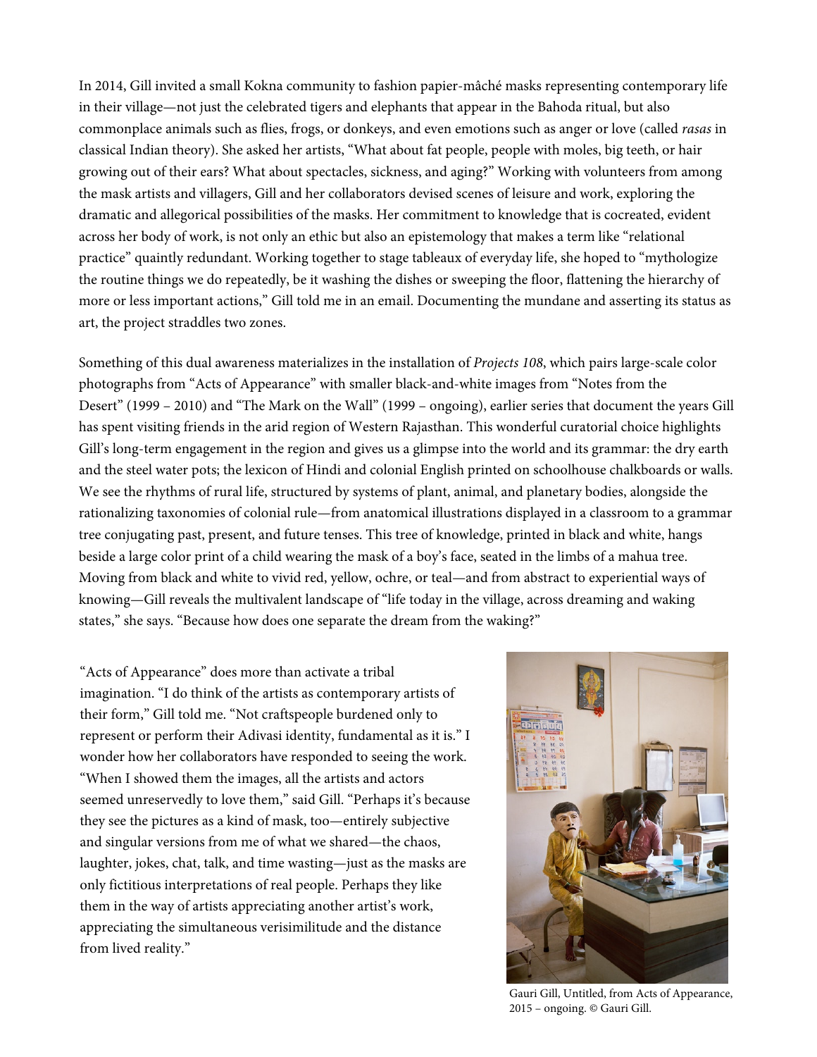In 2014, Gill invited a small Kokna community to fashion papier-mâché masks representing contemporary life in their village—not just the celebrated tigers and elephants that appear in the Bahoda ritual, but also commonplace animals such as flies, frogs, or donkeys, and even emotions such as anger or love (called *rasas* in classical Indian theory). She asked her artists, "What about fat people, people with moles, big teeth, or hair growing out of their ears? What about spectacles, sickness, and aging?" Working with volunteers from among the mask artists and villagers, Gill and her collaborators devised scenes of leisure and work, exploring the dramatic and allegorical possibilities of the masks. Her commitment to knowledge that is cocreated, evident across her body of work, is not only an ethic but also an epistemology that makes a term like "relational practice" quaintly redundant. Working together to stage tableaux of everyday life, she hoped to "mythologize the routine things we do repeatedly, be it washing the dishes or sweeping the floor, flattening the hierarchy of more or less important actions," Gill told me in an email. Documenting the mundane and asserting its status as art, the project straddles two zones.

Something of this dual awareness materializes in the installation of *Projects 108*, which pairs large-scale color photographs from "Acts of Appearance" with smaller black-and-white images from "Notes from the Desert" (1999 – 2010) and "The Mark on the Wall" (1999 – ongoing), earlier series that document the years Gill has spent visiting friends in the arid region of Western Rajasthan. This wonderful curatorial choice highlights Gill's long-term engagement in the region and gives us a glimpse into the world and its grammar: the dry earth and the steel water pots; the lexicon of Hindi and colonial English printed on schoolhouse chalkboards or walls. We see the rhythms of rural life, structured by systems of plant, animal, and planetary bodies, alongside the rationalizing taxonomies of colonial rule—from anatomical illustrations displayed in a classroom to a grammar tree conjugating past, present, and future tenses. This tree of knowledge, printed in black and white, hangs beside a large color print of a child wearing the mask of a boy's face, seated in the limbs of a mahua tree. Moving from black and white to vivid red, yellow, ochre, or teal—and from abstract to experiential ways of knowing—Gill reveals the multivalent landscape of "life today in the village, across dreaming and waking states," she says. "Because how does one separate the dream from the waking?"

"Acts of Appearance" does more than activate a tribal imagination. "I do think of the artists as contemporary artists of their form," Gill told me. "Not craftspeople burdened only to represent or perform their Adivasi identity, fundamental as it is." I wonder how her collaborators have responded to seeing the work. "When I showed them the images, all the artists and actors seemed unreservedly to love them," said Gill. "Perhaps it's because they see the pictures as a kind of mask, too—entirely subjective and singular versions from me of what we shared—the chaos, laughter, jokes, chat, talk, and time wasting—just as the masks are only fictitious interpretations of real people. Perhaps they like them in the way of artists appreciating another artist's work, appreciating the simultaneous verisimilitude and the distance from lived reality."

Gauri Gill, Untitled, from Acts of Appearance, 2015 – ongoing. © Gauri Gill.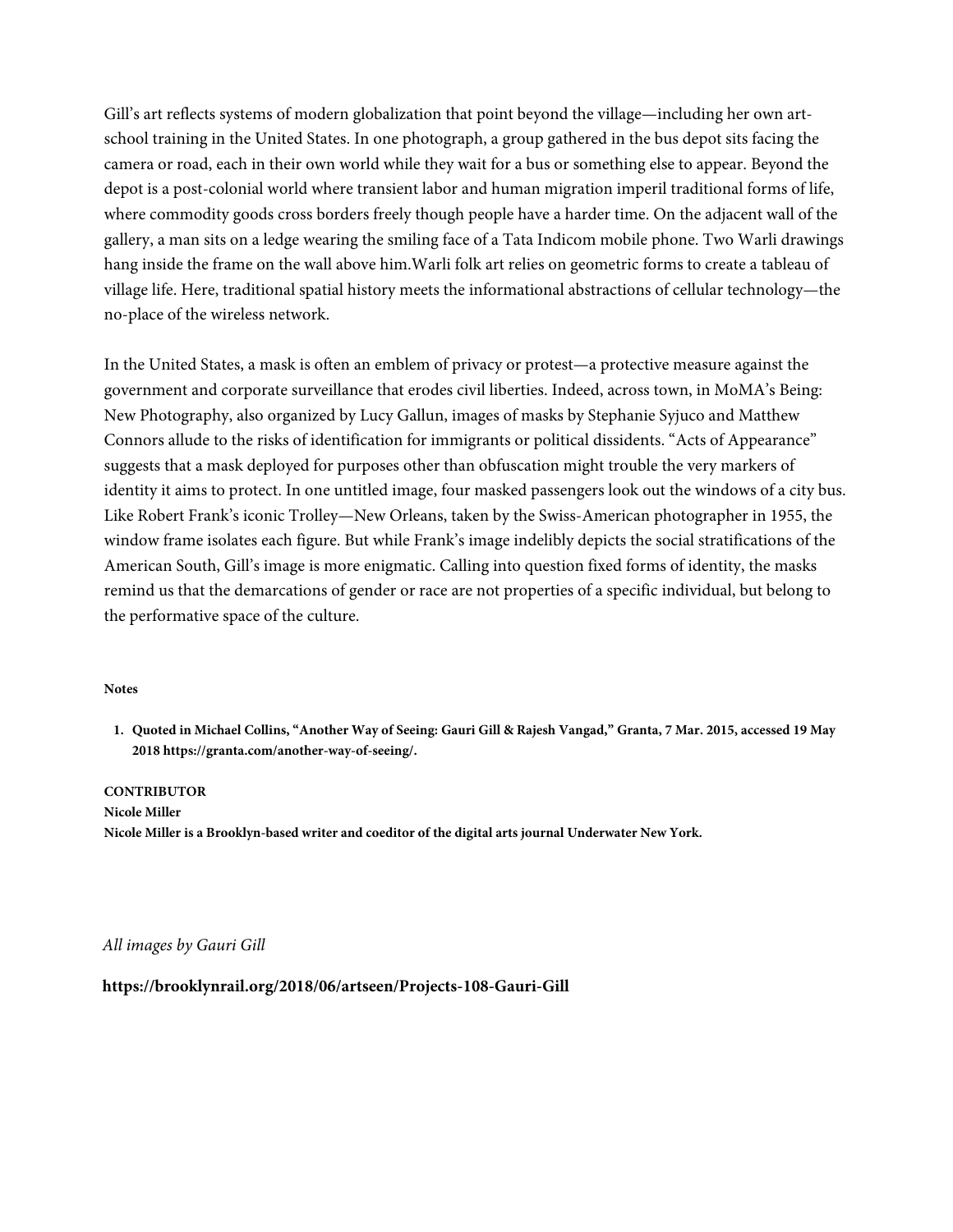Gill's art reflects systems of modern globalization that point beyond the village—including her own art-school training in the United States. In one photograph, a group gathered in the bus depot sits facing the camera or road, each in their own world while they wait for a bus or something else to appear. Beyond the depot is a post-colonial world where transient labor and human migration imperil traditional forms of life, where commodity goods cross borders freely though people have a harder time. On the adjacent wall of the gallery, a man sits on a ledge wearing the smiling face of a Tata Indicom mobile phone. Two Warli drawings hang inside the frame on the wall above him.Warli folk art relies on geometric forms to create a tableau of village life. Here, traditional spatial history meets the informational abstractions of cellular technology—the no-place of the wireless network.

In the United States, a mask is often an emblem of privacy or protest—a protective measure against the government and corporate surveillance that erodes civil liberties. Indeed, across town, in MoMA's Being: New Photography, also organized by Lucy Gallun, images of masks by Stephanie Syjuco and Matthew Connors allude to the risks of identification for immigrants or political dissidents. "Acts of Appearance" suggests that a mask deployed for purposes other than obfuscation might trouble the very markers of identity it aims to protect. In one untitled image, four masked passengers look out the windows of a city bus. Like Robert Frank's iconic Trolley—New Orleans, taken by the Swiss-American photographer in 1955, the window frame isolates each figure. But while Frank's image indelibly depicts the social stratifications of the American South, Gill's image is more enigmatic. Calling into question fixed forms of identity, the masks remind us that the demarcations of gender or race are not properties of a specific individual, but belong to the performative space of the culture.

**Notes**

1. **Quoted in Michael Collins, "Another Way of Seeing: Gauri Gill & Rajesh Vangad," Granta, 7 Mar. 2015, accessed 19 May 2018 https://granta.com/another-way-of-seeing/.**

**CONTRIBUTOR**
**Nicole Miller**
**Nicole Miller is a Brooklyn-based writer and coeditor of the digital arts journal Underwater New York.**

*All images by Gauri Gill*

**https://brooklynrail.org/2018/06/artseen/Projects-108-Gauri-Gill**